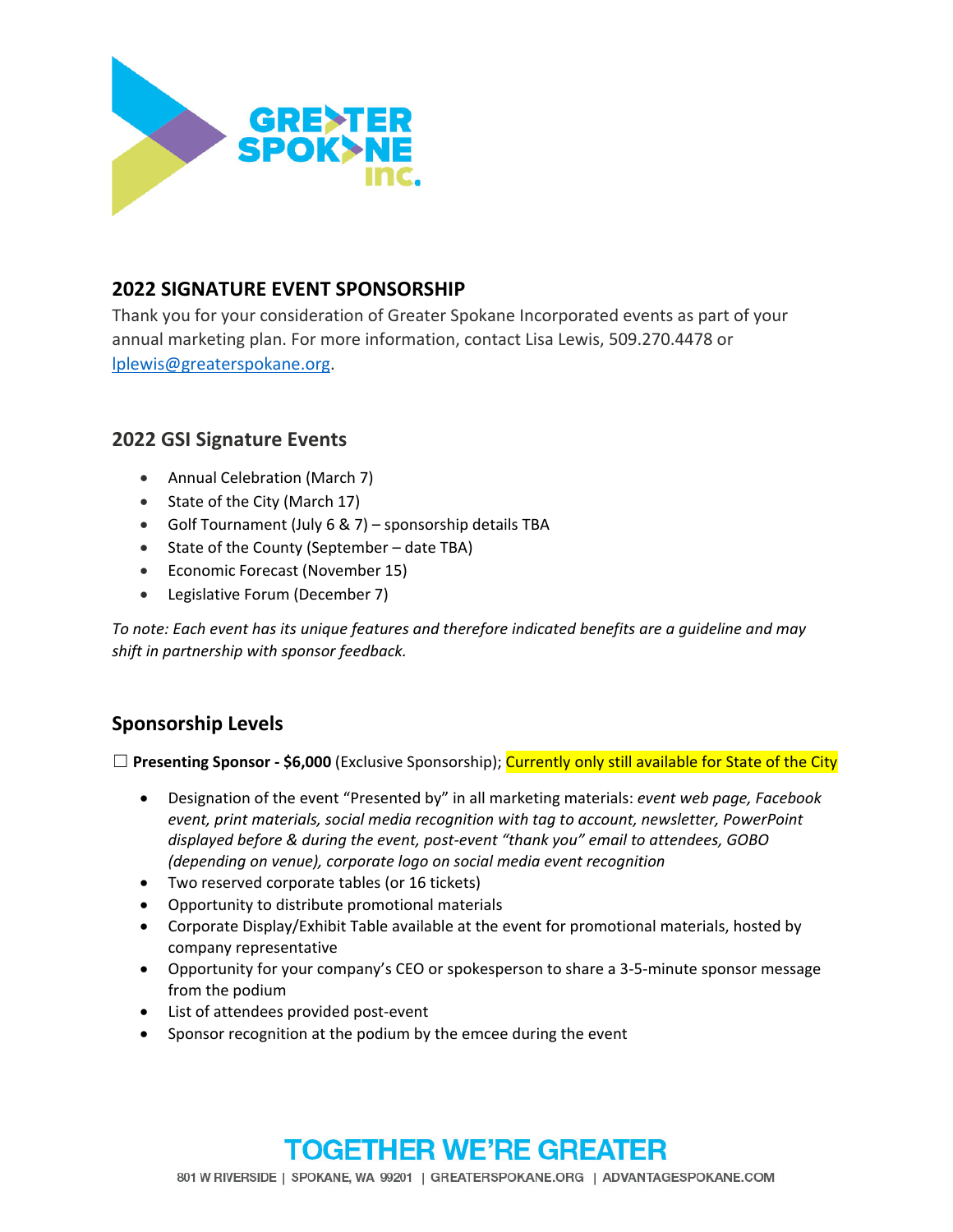## 2022 SIGNATURE EVENT SPONSORSHIP

Thank you for your consideration of Greater Spokane Incorporated events as part of your annual marketing plan. For more information, contact Lisa Lewis, 509.270.4478 or lplewis@greaterspokane.org.

### 2022 GSI Signature Events

- Annual Celebration (March 7)
- State of the City (March 17)
- Golf Tournament (July 6 & 7) – sponsorship details TBA
- State of the County (September – date TBA)
- Economic Forecast (November 15)
- Legislative Forum (December 7)

*To note: Each event has its unique features and therefore indicated benefits are a guideline and may shift in partnership with sponsor feedback.*

### Sponsorship Levels

☐ **Presenting Sponsor - $6,000** (Exclusive Sponsorship); Currently only still available for State of the City

- Designation of the event "Presented by" in all marketing materials: *event web page, Facebook event, print materials, social media recognition with tag to account, newsletter, PowerPoint displayed before & during the event, post-event "thank you" email to attendees, GOBO (depending on venue), corporate logo on social media event recognition*
- Two reserved corporate tables (or 16 tickets)
- Opportunity to distribute promotional materials
- Corporate Display/Exhibit Table available at the event for promotional materials, hosted by company representative
- Opportunity for your company's CEO or spokesperson to share a 3-5-minute sponsor message from the podium
- List of attendees provided post-event
- Sponsor recognition at the podium by the emcee during the event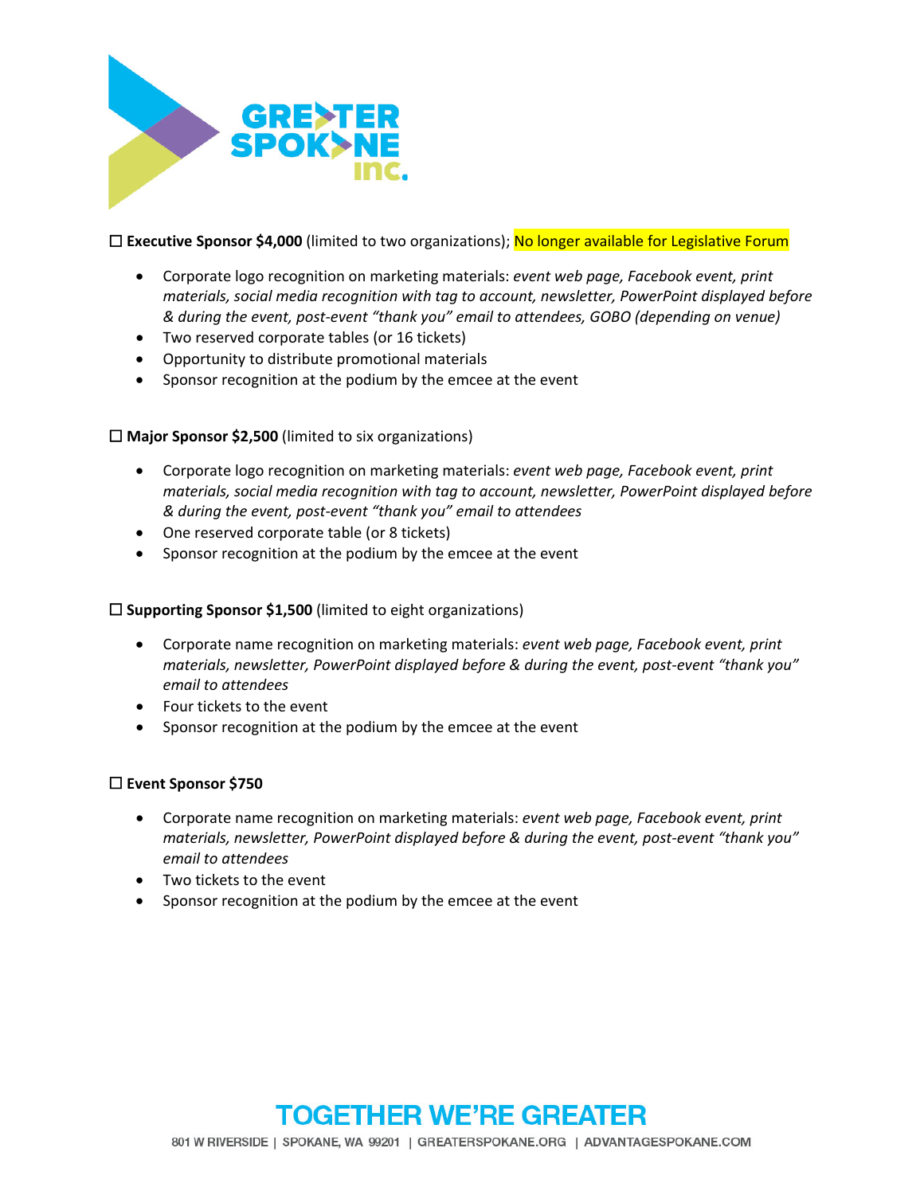☐ **Executive Sponsor $4,000** (limited to two organizations); No longer available for Legislative Forum

- Corporate logo recognition on marketing materials: *event web page, Facebook event, print materials, social media recognition with tag to account, newsletter, PowerPoint displayed before & during the event, post-event "thank you" email to attendees, GOBO (depending on venue)*
- Two reserved corporate tables (or 16 tickets)
- Opportunity to distribute promotional materials
- Sponsor recognition at the podium by the emcee at the event

☐ **Major Sponsor $2,500** (limited to six organizations)

- Corporate logo recognition on marketing materials: *event web page, Facebook event, print materials, social media recognition with tag to account, newsletter, PowerPoint displayed before & during the event, post-event "thank you" email to attendees*
- One reserved corporate table (or 8 tickets)
- Sponsor recognition at the podium by the emcee at the event

☐ **Supporting Sponsor $1,500** (limited to eight organizations)

- Corporate name recognition on marketing materials: *event web page, Facebook event, print materials, newsletter, PowerPoint displayed before & during the event, post-event "thank you" email to attendees*
- Four tickets to the event
- Sponsor recognition at the podium by the emcee at the event

☐ **Event Sponsor $750**

- Corporate name recognition on marketing materials: *event web page, Facebook event, print materials, newsletter, PowerPoint displayed before & during the event, post-event "thank you" email to attendees*
- Two tickets to the event
- Sponsor recognition at the podium by the emcee at the event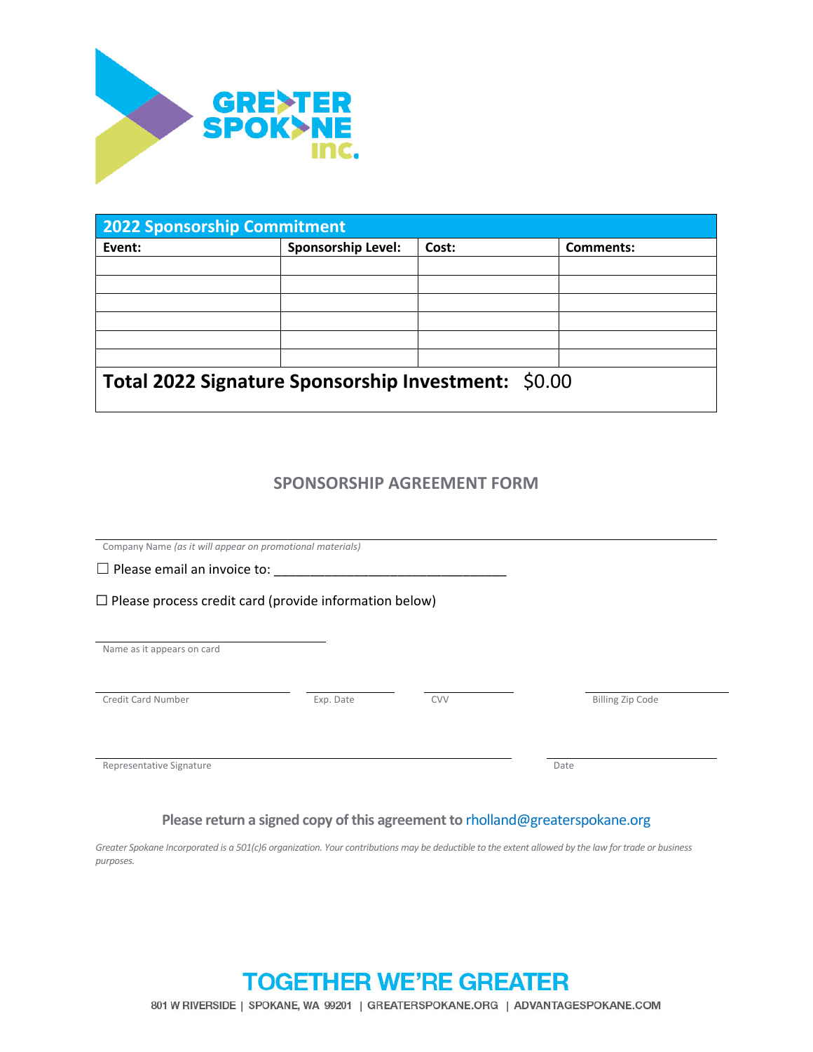## 2022 Sponsorship Commitment

| Event: | Sponsorship Level: | Cost: | Comments: |
|---|---|---|---|
| | | | |
| | | | |
| | | | |
| | | | |
| | | | |
| | | | |

**Total 2022 Signature Sponsorship Investment:** $0.00

## SPONSORSHIP AGREEMENT FORM

Company Name *(as it will appear on promotional materials)*

☐ Please email an invoice to: ________________________________

☐ Please process credit card (provide information below)

Name as it appears on card

Credit Card Number | Exp. Date | CVV | Billing Zip Code

Representative Signature | Date

**Please return a signed copy of this agreement to** rholland@greaterspokane.org

*Greater Spokane Incorporated is a 501(c)6 organization. Your contributions may be deductible to the extent allowed by the law for trade or business purposes.*

**TOGETHER WE'RE GREATER**

801 W RIVERSIDE | SPOKANE, WA 99201 | GREATERSPOKANE.ORG | ADVANTAGESPOKANE.COM